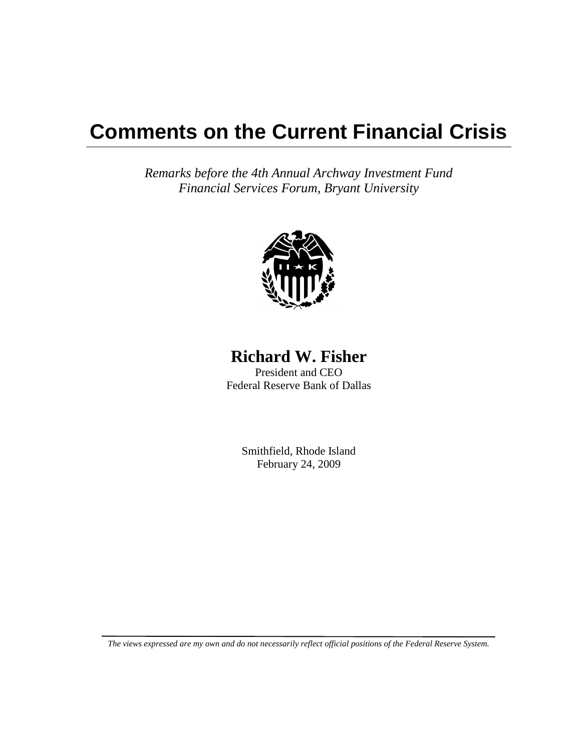# Comments on the Current Financial Crisis

*Remarks before the 4th Annual Archway Investment Fund Financial Services Forum, Bryant University*

**Richard W. Fisher**

President and CEO

Federal Reserve Bank of Dallas

Smithfield, Rhode Island

February 24, 2009

*The views expressed are my own and do not necessarily reflect official positions of the Federal Reserve System.*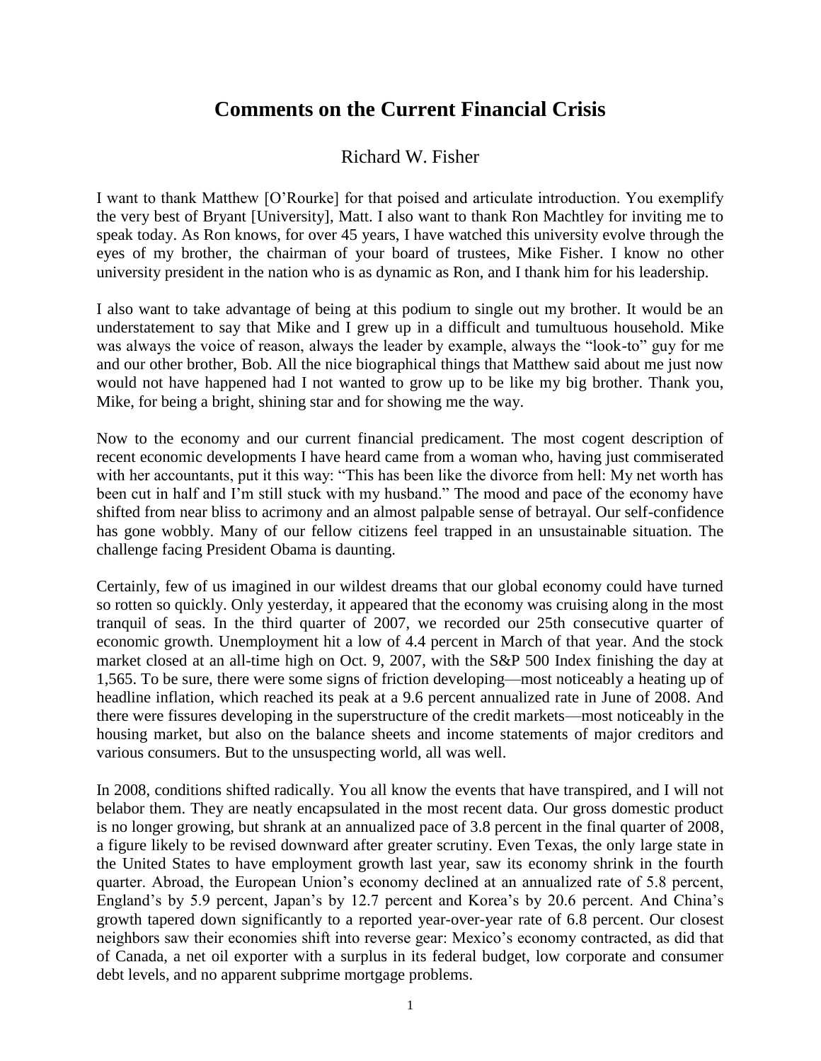# Comments on the Current Financial Crisis

Richard W. Fisher

I want to thank Matthew [O'Rourke] for that poised and articulate introduction. You exemplify the very best of Bryant [University], Matt. I also want to thank Ron Machtley for inviting me to speak today. As Ron knows, for over 45 years, I have watched this university evolve through the eyes of my brother, the chairman of your board of trustees, Mike Fisher. I know no other university president in the nation who is as dynamic as Ron, and I thank him for his leadership.

I also want to take advantage of being at this podium to single out my brother. It would be an understatement to say that Mike and I grew up in a difficult and tumultuous household. Mike was always the voice of reason, always the leader by example, always the "look-to" guy for me and our other brother, Bob. All the nice biographical things that Matthew said about me just now would not have happened had I not wanted to grow up to be like my big brother. Thank you, Mike, for being a bright, shining star and for showing me the way.

Now to the economy and our current financial predicament. The most cogent description of recent economic developments I have heard came from a woman who, having just commiserated with her accountants, put it this way: "This has been like the divorce from hell: My net worth has been cut in half and I'm still stuck with my husband." The mood and pace of the economy have shifted from near bliss to acrimony and an almost palpable sense of betrayal. Our self-confidence has gone wobbly. Many of our fellow citizens feel trapped in an unsustainable situation. The challenge facing President Obama is daunting.

Certainly, few of us imagined in our wildest dreams that our global economy could have turned so rotten so quickly. Only yesterday, it appeared that the economy was cruising along in the most tranquil of seas. In the third quarter of 2007, we recorded our 25th consecutive quarter of economic growth. Unemployment hit a low of 4.4 percent in March of that year. And the stock market closed at an all-time high on Oct. 9, 2007, with the S&P 500 Index finishing the day at 1,565. To be sure, there were some signs of friction developing—most noticeably a heating up of headline inflation, which reached its peak at a 9.6 percent annualized rate in June of 2008. And there were fissures developing in the superstructure of the credit markets—most noticeably in the housing market, but also on the balance sheets and income statements of major creditors and various consumers. But to the unsuspecting world, all was well.

In 2008, conditions shifted radically. You all know the events that have transpired, and I will not belabor them. They are neatly encapsulated in the most recent data. Our gross domestic product is no longer growing, but shrank at an annualized pace of 3.8 percent in the final quarter of 2008, a figure likely to be revised downward after greater scrutiny. Even Texas, the only large state in the United States to have employment growth last year, saw its economy shrink in the fourth quarter. Abroad, the European Union's economy declined at an annualized rate of 5.8 percent, England's by 5.9 percent, Japan's by 12.7 percent and Korea's by 20.6 percent. And China's growth tapered down significantly to a reported year-over-year rate of 6.8 percent. Our closest neighbors saw their economies shift into reverse gear: Mexico's economy contracted, as did that of Canada, a net oil exporter with a surplus in its federal budget, low corporate and consumer debt levels, and no apparent subprime mortgage problems.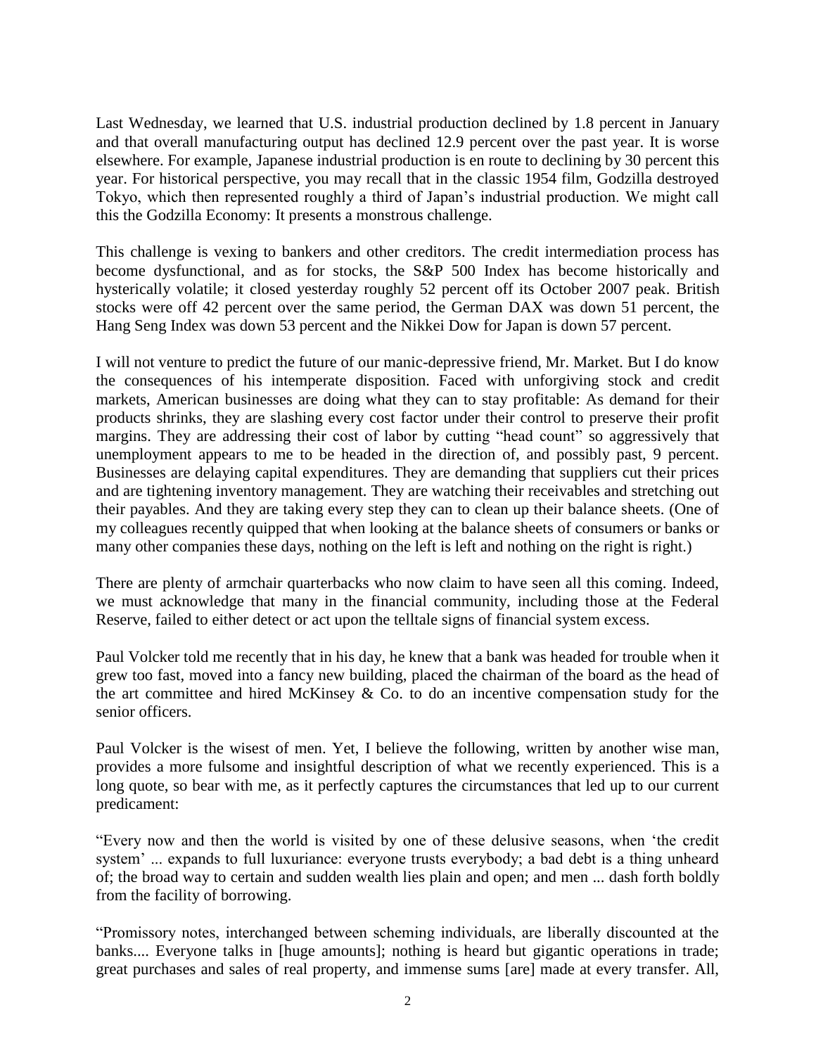Last Wednesday, we learned that U.S. industrial production declined by 1.8 percent in January and that overall manufacturing output has declined 12.9 percent over the past year. It is worse elsewhere. For example, Japanese industrial production is en route to declining by 30 percent this year. For historical perspective, you may recall that in the classic 1954 film, Godzilla destroyed Tokyo, which then represented roughly a third of Japan's industrial production. We might call this the Godzilla Economy: It presents a monstrous challenge.

This challenge is vexing to bankers and other creditors. The credit intermediation process has become dysfunctional, and as for stocks, the S&P 500 Index has become historically and hysterically volatile; it closed yesterday roughly 52 percent off its October 2007 peak. British stocks were off 42 percent over the same period, the German DAX was down 51 percent, the Hang Seng Index was down 53 percent and the Nikkei Dow for Japan is down 57 percent.

I will not venture to predict the future of our manic-depressive friend, Mr. Market. But I do know the consequences of his intemperate disposition. Faced with unforgiving stock and credit markets, American businesses are doing what they can to stay profitable: As demand for their products shrinks, they are slashing every cost factor under their control to preserve their profit margins. They are addressing their cost of labor by cutting "head count" so aggressively that unemployment appears to me to be headed in the direction of, and possibly past, 9 percent. Businesses are delaying capital expenditures. They are demanding that suppliers cut their prices and are tightening inventory management. They are watching their receivables and stretching out their payables. And they are taking every step they can to clean up their balance sheets. (One of my colleagues recently quipped that when looking at the balance sheets of consumers or banks or many other companies these days, nothing on the left is left and nothing on the right is right.)

There are plenty of armchair quarterbacks who now claim to have seen all this coming. Indeed, we must acknowledge that many in the financial community, including those at the Federal Reserve, failed to either detect or act upon the telltale signs of financial system excess.

Paul Volcker told me recently that in his day, he knew that a bank was headed for trouble when it grew too fast, moved into a fancy new building, placed the chairman of the board as the head of the art committee and hired McKinsey & Co. to do an incentive compensation study for the senior officers.

Paul Volcker is the wisest of men. Yet, I believe the following, written by another wise man, provides a more fulsome and insightful description of what we recently experienced. This is a long quote, so bear with me, as it perfectly captures the circumstances that led up to our current predicament:

"Every now and then the world is visited by one of these delusive seasons, when 'the credit system' ... expands to full luxuriance: everyone trusts everybody; a bad debt is a thing unheard of; the broad way to certain and sudden wealth lies plain and open; and men ... dash forth boldly from the facility of borrowing.

"Promissory notes, interchanged between scheming individuals, are liberally discounted at the banks.... Everyone talks in [huge amounts]; nothing is heard but gigantic operations in trade; great purchases and sales of real property, and immense sums [are] made at every transfer. All,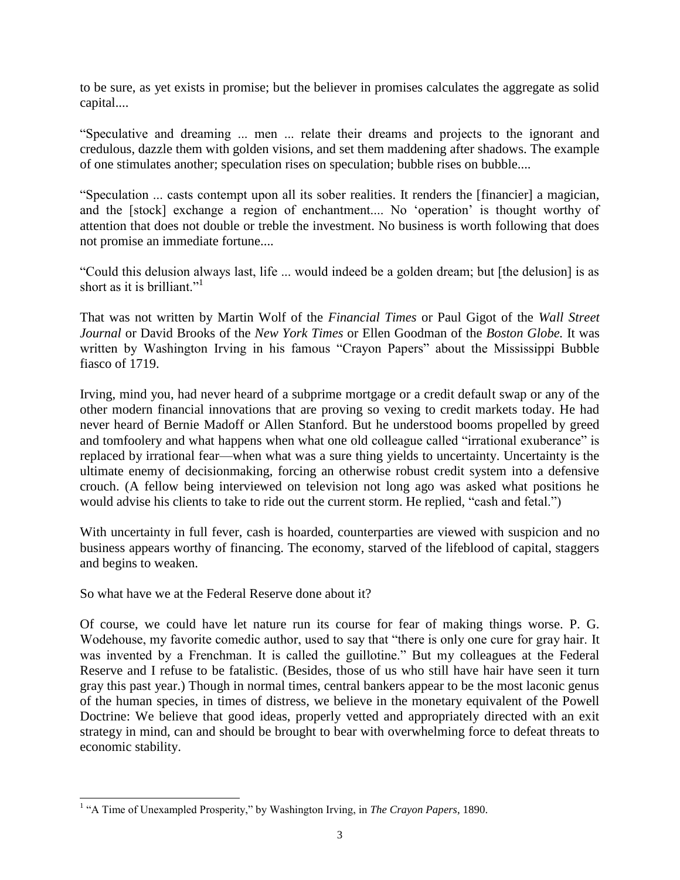to be sure, as yet exists in promise; but the believer in promises calculates the aggregate as solid capital....

"Speculative and dreaming ... men ... relate their dreams and projects to the ignorant and credulous, dazzle them with golden visions, and set them maddening after shadows. The example of one stimulates another; speculation rises on speculation; bubble rises on bubble....

"Speculation ... casts contempt upon all its sober realities. It renders the [financier] a magician, and the [stock] exchange a region of enchantment.... No 'operation' is thought worthy of attention that does not double or treble the investment. No business is worth following that does not promise an immediate fortune....

"Could this delusion always last, life ... would indeed be a golden dream; but [the delusion] is as short as it is brilliant."[1]

That was not written by Martin Wolf of the *Financial Times* or Paul Gigot of the *Wall Street Journal* or David Brooks of the *New York Times* or Ellen Goodman of the *Boston Globe.* It was written by Washington Irving in his famous "Crayon Papers" about the Mississippi Bubble fiasco of 1719.

Irving, mind you, had never heard of a subprime mortgage or a credit default swap or any of the other modern financial innovations that are proving so vexing to credit markets today. He had never heard of Bernie Madoff or Allen Stanford. But he understood booms propelled by greed and tomfoolery and what happens when what one old colleague called "irrational exuberance" is replaced by irrational fear—when what was a sure thing yields to uncertainty. Uncertainty is the ultimate enemy of decisionmaking, forcing an otherwise robust credit system into a defensive crouch. (A fellow being interviewed on television not long ago was asked what positions he would advise his clients to take to ride out the current storm. He replied, "cash and fetal.")

With uncertainty in full fever, cash is hoarded, counterparties are viewed with suspicion and no business appears worthy of financing. The economy, starved of the lifeblood of capital, staggers and begins to weaken.

So what have we at the Federal Reserve done about it?

Of course, we could have let nature run its course for fear of making things worse. P. G. Wodehouse, my favorite comedic author, used to say that "there is only one cure for gray hair. It was invented by a Frenchman. It is called the guillotine." But my colleagues at the Federal Reserve and I refuse to be fatalistic. (Besides, those of us who still have hair have seen it turn gray this past year.) Though in normal times, central bankers appear to be the most laconic genus of the human species, in times of distress, we believe in the monetary equivalent of the Powell Doctrine: We believe that good ideas, properly vetted and appropriately directed with an exit strategy in mind, can and should be brought to bear with overwhelming force to defeat threats to economic stability.

[1] "A Time of Unexampled Prosperity," by Washington Irving, in *The Crayon Papers*, 1890.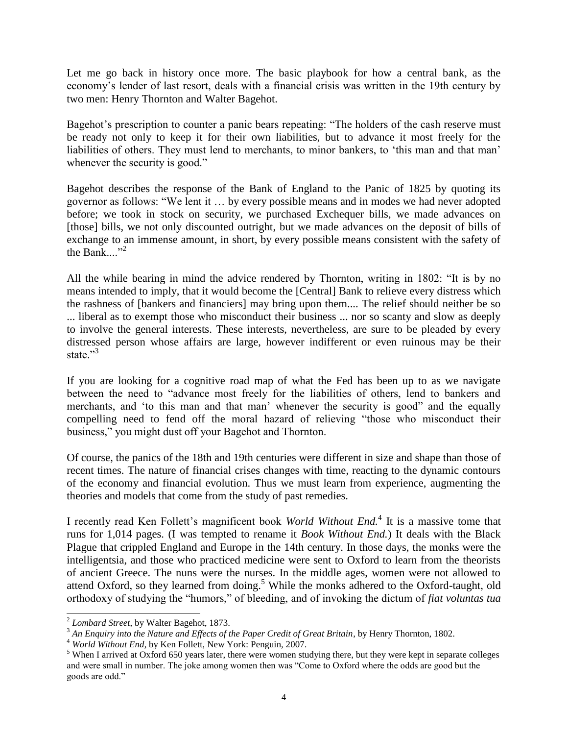Let me go back in history once more. The basic playbook for how a central bank, as the economy's lender of last resort, deals with a financial crisis was written in the 19th century by two men: Henry Thornton and Walter Bagehot.

Bagehot's prescription to counter a panic bears repeating: "The holders of the cash reserve must be ready not only to keep it for their own liabilities, but to advance it most freely for the liabilities of others. They must lend to merchants, to minor bankers, to 'this man and that man' whenever the security is good."

Bagehot describes the response of the Bank of England to the Panic of 1825 by quoting its governor as follows: "We lent it … by every possible means and in modes we had never adopted before; we took in stock on security, we purchased Exchequer bills, we made advances on [those] bills, we not only discounted outright, but we made advances on the deposit of bills of exchange to an immense amount, in short, by every possible means consistent with the safety of the Bank...."[2]

All the while bearing in mind the advice rendered by Thornton, writing in 1802: "It is by no means intended to imply, that it would become the [Central] Bank to relieve every distress which the rashness of [bankers and financiers] may bring upon them.... The relief should neither be so ... liberal as to exempt those who misconduct their business ... nor so scanty and slow as deeply to involve the general interests. These interests, nevertheless, are sure to be pleaded by every distressed person whose affairs are large, however indifferent or even ruinous may be their state."[3]

If you are looking for a cognitive road map of what the Fed has been up to as we navigate between the need to "advance most freely for the liabilities of others, lend to bankers and merchants, and 'to this man and that man' whenever the security is good" and the equally compelling need to fend off the moral hazard of relieving "those who misconduct their business," you might dust off your Bagehot and Thornton.

Of course, the panics of the 18th and 19th centuries were different in size and shape than those of recent times. The nature of financial crises changes with time, reacting to the dynamic contours of the economy and financial evolution. Thus we must learn from experience, augmenting the theories and models that come from the study of past remedies.

I recently read Ken Follett's magnificent book *World Without End.*[4] It is a massive tome that runs for 1,014 pages. (I was tempted to rename it *Book Without End.*) It deals with the Black Plague that crippled England and Europe in the 14th century. In those days, the monks were the intelligentsia, and those who practiced medicine were sent to Oxford to learn from the theorists of ancient Greece. The nuns were the nurses. In the middle ages, women were not allowed to attend Oxford, so they learned from doing.[5] While the monks adhered to the Oxford-taught, old orthodoxy of studying the "humors," of bleeding, and of invoking the dictum of *fiat voluntas tua*

---

[2] *Lombard Street*, by Walter Bagehot, 1873.

[3] *An Enquiry into the Nature and Effects of the Paper Credit of Great Britain*, by Henry Thornton, 1802.

[4] *World Without End*, by Ken Follett, New York: Penguin, 2007.

[5] When I arrived at Oxford 650 years later, there were women studying there, but they were kept in separate colleges and were small in number. The joke among women then was "Come to Oxford where the odds are good but the goods are odd."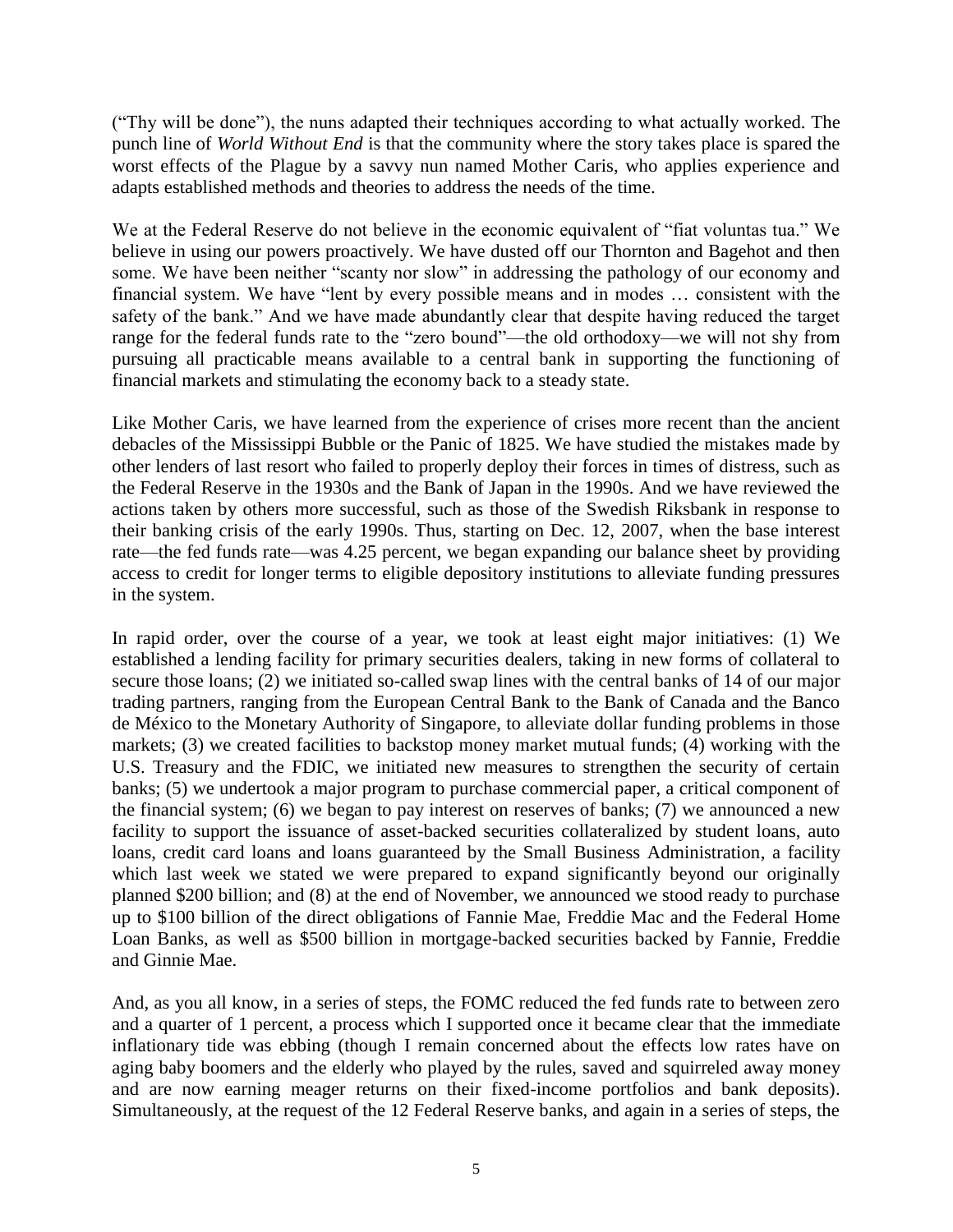("Thy will be done"), the nuns adapted their techniques according to what actually worked. The punch line of *World Without End* is that the community where the story takes place is spared the worst effects of the Plague by a savvy nun named Mother Caris, who applies experience and adapts established methods and theories to address the needs of the time.

We at the Federal Reserve do not believe in the economic equivalent of "fiat voluntas tua." We believe in using our powers proactively. We have dusted off our Thornton and Bagehot and then some. We have been neither "scanty nor slow" in addressing the pathology of our economy and financial system. We have "lent by every possible means and in modes … consistent with the safety of the bank." And we have made abundantly clear that despite having reduced the target range for the federal funds rate to the "zero bound"—the old orthodoxy—we will not shy from pursuing all practicable means available to a central bank in supporting the functioning of financial markets and stimulating the economy back to a steady state.

Like Mother Caris, we have learned from the experience of crises more recent than the ancient debacles of the Mississippi Bubble or the Panic of 1825. We have studied the mistakes made by other lenders of last resort who failed to properly deploy their forces in times of distress, such as the Federal Reserve in the 1930s and the Bank of Japan in the 1990s. And we have reviewed the actions taken by others more successful, such as those of the Swedish Riksbank in response to their banking crisis of the early 1990s. Thus, starting on Dec. 12, 2007, when the base interest rate—the fed funds rate—was 4.25 percent, we began expanding our balance sheet by providing access to credit for longer terms to eligible depository institutions to alleviate funding pressures in the system.

In rapid order, over the course of a year, we took at least eight major initiatives: (1) We established a lending facility for primary securities dealers, taking in new forms of collateral to secure those loans; (2) we initiated so-called swap lines with the central banks of 14 of our major trading partners, ranging from the European Central Bank to the Bank of Canada and the Banco de México to the Monetary Authority of Singapore, to alleviate dollar funding problems in those markets; (3) we created facilities to backstop money market mutual funds; (4) working with the U.S. Treasury and the FDIC, we initiated new measures to strengthen the security of certain banks; (5) we undertook a major program to purchase commercial paper, a critical component of the financial system; (6) we began to pay interest on reserves of banks; (7) we announced a new facility to support the issuance of asset-backed securities collateralized by student loans, auto loans, credit card loans and loans guaranteed by the Small Business Administration, a facility which last week we stated we were prepared to expand significantly beyond our originally planned \$200 billion; and (8) at the end of November, we announced we stood ready to purchase up to \$100 billion of the direct obligations of Fannie Mae, Freddie Mac and the Federal Home Loan Banks, as well as \$500 billion in mortgage-backed securities backed by Fannie, Freddie and Ginnie Mae.

And, as you all know, in a series of steps, the FOMC reduced the fed funds rate to between zero and a quarter of 1 percent, a process which I supported once it became clear that the immediate inflationary tide was ebbing (though I remain concerned about the effects low rates have on aging baby boomers and the elderly who played by the rules, saved and squirreled away money and are now earning meager returns on their fixed-income portfolios and bank deposits). Simultaneously, at the request of the 12 Federal Reserve banks, and again in a series of steps, the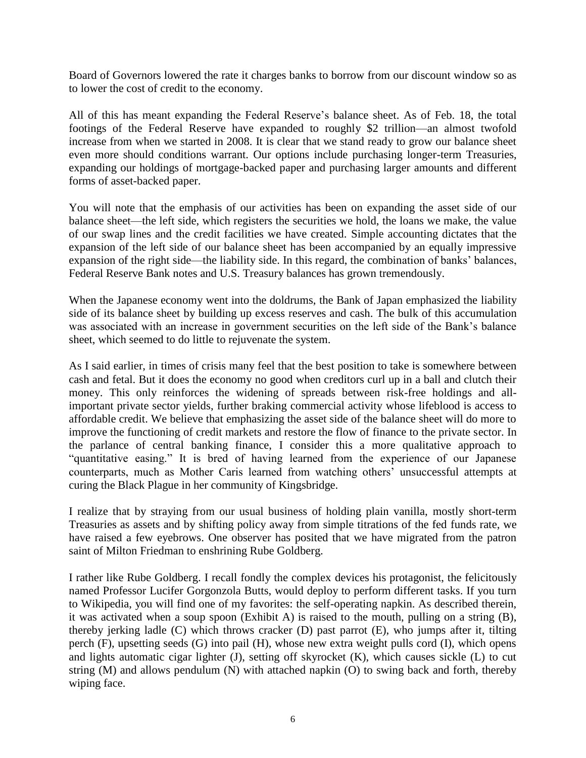Board of Governors lowered the rate it charges banks to borrow from our discount window so as to lower the cost of credit to the economy.

All of this has meant expanding the Federal Reserve's balance sheet. As of Feb. 18, the total footings of the Federal Reserve have expanded to roughly $2 trillion—an almost twofold increase from when we started in 2008. It is clear that we stand ready to grow our balance sheet even more should conditions warrant. Our options include purchasing longer-term Treasuries, expanding our holdings of mortgage-backed paper and purchasing larger amounts and different forms of asset-backed paper.

You will note that the emphasis of our activities has been on expanding the asset side of our balance sheet—the left side, which registers the securities we hold, the loans we make, the value of our swap lines and the credit facilities we have created. Simple accounting dictates that the expansion of the left side of our balance sheet has been accompanied by an equally impressive expansion of the right side—the liability side. In this regard, the combination of banks' balances, Federal Reserve Bank notes and U.S. Treasury balances has grown tremendously.

When the Japanese economy went into the doldrums, the Bank of Japan emphasized the liability side of its balance sheet by building up excess reserves and cash. The bulk of this accumulation was associated with an increase in government securities on the left side of the Bank's balance sheet, which seemed to do little to rejuvenate the system.

As I said earlier, in times of crisis many feel that the best position to take is somewhere between cash and fetal. But it does the economy no good when creditors curl up in a ball and clutch their money. This only reinforces the widening of spreads between risk-free holdings and all-important private sector yields, further braking commercial activity whose lifeblood is access to affordable credit. We believe that emphasizing the asset side of the balance sheet will do more to improve the functioning of credit markets and restore the flow of finance to the private sector. In the parlance of central banking finance, I consider this a more qualitative approach to "quantitative easing." It is bred of having learned from the experience of our Japanese counterparts, much as Mother Caris learned from watching others' unsuccessful attempts at curing the Black Plague in her community of Kingsbridge.

I realize that by straying from our usual business of holding plain vanilla, mostly short-term Treasuries as assets and by shifting policy away from simple titrations of the fed funds rate, we have raised a few eyebrows. One observer has posited that we have migrated from the patron saint of Milton Friedman to enshrining Rube Goldberg.

I rather like Rube Goldberg. I recall fondly the complex devices his protagonist, the felicitously named Professor Lucifer Gorgonzola Butts, would deploy to perform different tasks. If you turn to Wikipedia, you will find one of my favorites: the self-operating napkin. As described therein, it was activated when a soup spoon (Exhibit A) is raised to the mouth, pulling on a string (B), thereby jerking ladle (C) which throws cracker (D) past parrot (E), who jumps after it, tilting perch (F), upsetting seeds (G) into pail (H), whose new extra weight pulls cord (I), which opens and lights automatic cigar lighter (J), setting off skyrocket (K), which causes sickle (L) to cut string (M) and allows pendulum (N) with attached napkin (O) to swing back and forth, thereby wiping face.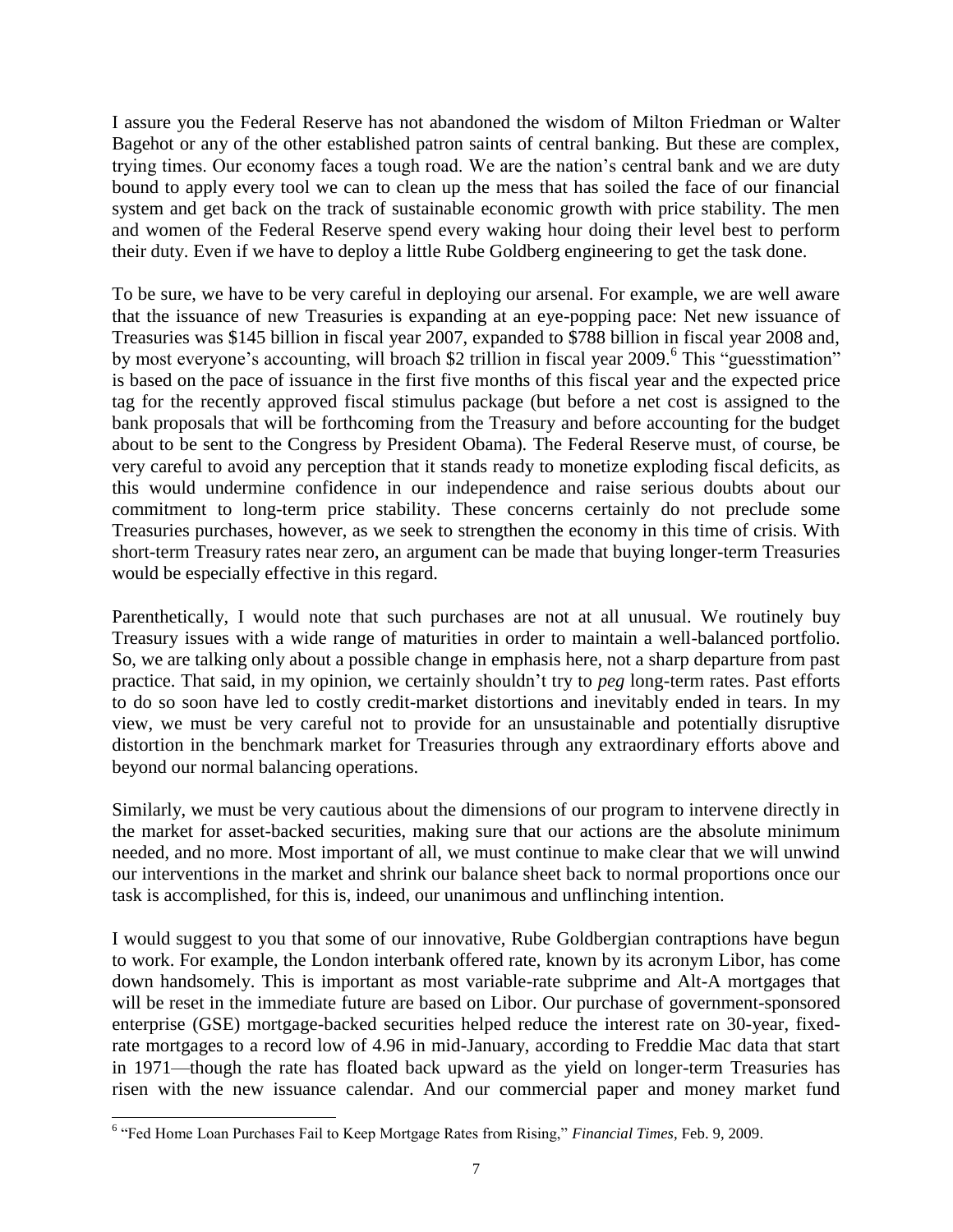I assure you the Federal Reserve has not abandoned the wisdom of Milton Friedman or Walter Bagehot or any of the other established patron saints of central banking. But these are complex, trying times. Our economy faces a tough road. We are the nation's central bank and we are duty bound to apply every tool we can to clean up the mess that has soiled the face of our financial system and get back on the track of sustainable economic growth with price stability. The men and women of the Federal Reserve spend every waking hour doing their level best to perform their duty. Even if we have to deploy a little Rube Goldberg engineering to get the task done.

To be sure, we have to be very careful in deploying our arsenal. For example, we are well aware that the issuance of new Treasuries is expanding at an eye-popping pace: Net new issuance of Treasuries was \$145 billion in fiscal year 2007, expanded to \$788 billion in fiscal year 2008 and, by most everyone's accounting, will broach \$2 trillion in fiscal year 2009.[6] This "guesstimation" is based on the pace of issuance in the first five months of this fiscal year and the expected price tag for the recently approved fiscal stimulus package (but before a net cost is assigned to the bank proposals that will be forthcoming from the Treasury and before accounting for the budget about to be sent to the Congress by President Obama). The Federal Reserve must, of course, be very careful to avoid any perception that it stands ready to monetize exploding fiscal deficits, as this would undermine confidence in our independence and raise serious doubts about our commitment to long-term price stability. These concerns certainly do not preclude some Treasuries purchases, however, as we seek to strengthen the economy in this time of crisis. With short-term Treasury rates near zero, an argument can be made that buying longer-term Treasuries would be especially effective in this regard.

Parenthetically, I would note that such purchases are not at all unusual. We routinely buy Treasury issues with a wide range of maturities in order to maintain a well-balanced portfolio. So, we are talking only about a possible change in emphasis here, not a sharp departure from past practice. That said, in my opinion, we certainly shouldn't try to *peg* long-term rates. Past efforts to do so soon have led to costly credit-market distortions and inevitably ended in tears. In my view, we must be very careful not to provide for an unsustainable and potentially disruptive distortion in the benchmark market for Treasuries through any extraordinary efforts above and beyond our normal balancing operations.

Similarly, we must be very cautious about the dimensions of our program to intervene directly in the market for asset-backed securities, making sure that our actions are the absolute minimum needed, and no more. Most important of all, we must continue to make clear that we will unwind our interventions in the market and shrink our balance sheet back to normal proportions once our task is accomplished, for this is, indeed, our unanimous and unflinching intention.

I would suggest to you that some of our innovative, Rube Goldbergian contraptions have begun to work. For example, the London interbank offered rate, known by its acronym Libor, has come down handsomely. This is important as most variable-rate subprime and Alt-A mortgages that will be reset in the immediate future are based on Libor. Our purchase of government-sponsored enterprise (GSE) mortgage-backed securities helped reduce the interest rate on 30-year, fixed-rate mortgages to a record low of 4.96 in mid-January, according to Freddie Mac data that start in 1971—though the rate has floated back upward as the yield on longer-term Treasuries has risen with the new issuance calendar. And our commercial paper and money market fund

---

[6] "Fed Home Loan Purchases Fail to Keep Mortgage Rates from Rising," *Financial Times*, Feb. 9, 2009.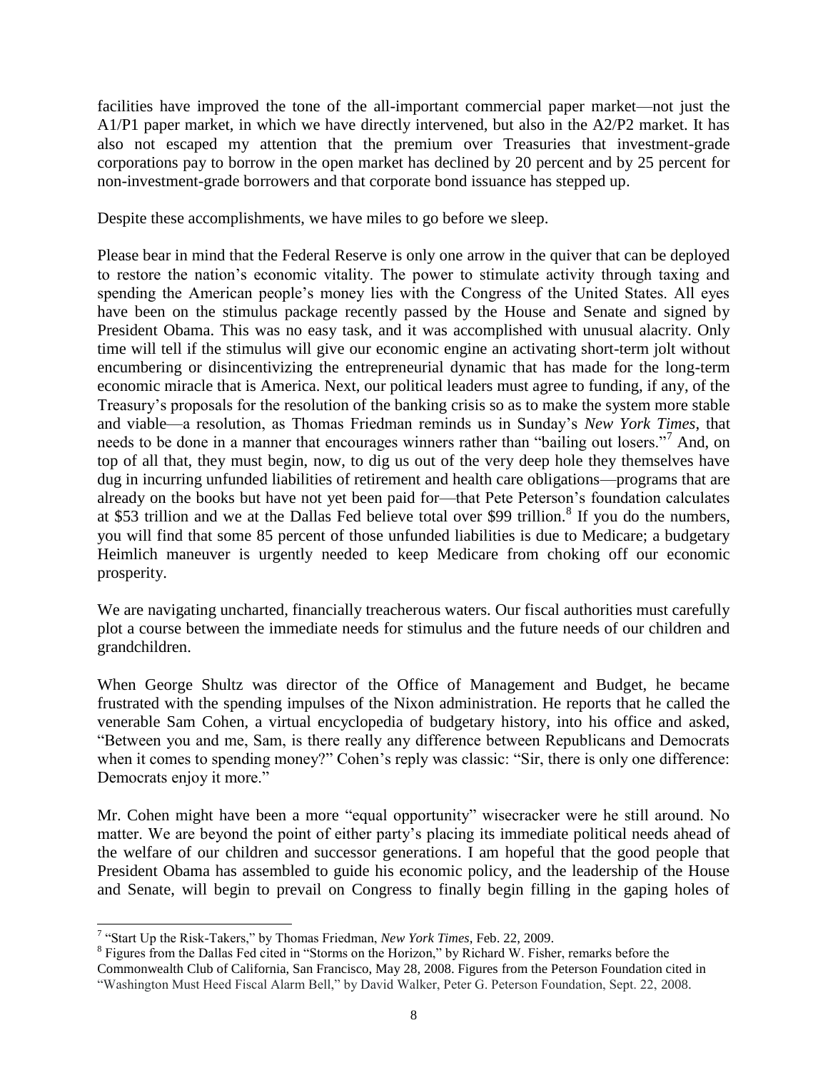facilities have improved the tone of the all-important commercial paper market—not just the A1/P1 paper market, in which we have directly intervened, but also in the A2/P2 market. It has also not escaped my attention that the premium over Treasuries that investment-grade corporations pay to borrow in the open market has declined by 20 percent and by 25 percent for non-investment-grade borrowers and that corporate bond issuance has stepped up.

Despite these accomplishments, we have miles to go before we sleep.

Please bear in mind that the Federal Reserve is only one arrow in the quiver that can be deployed to restore the nation's economic vitality. The power to stimulate activity through taxing and spending the American people's money lies with the Congress of the United States. All eyes have been on the stimulus package recently passed by the House and Senate and signed by President Obama. This was no easy task, and it was accomplished with unusual alacrity. Only time will tell if the stimulus will give our economic engine an activating short-term jolt without encumbering or disincentivizing the entrepreneurial dynamic that has made for the long-term economic miracle that is America. Next, our political leaders must agree to funding, if any, of the Treasury's proposals for the resolution of the banking crisis so as to make the system more stable and viable—a resolution, as Thomas Friedman reminds us in Sunday's *New York Times*, that needs to be done in a manner that encourages winners rather than "bailing out losers."[7] And, on top of all that, they must begin, now, to dig us out of the very deep hole they themselves have dug in incurring unfunded liabilities of retirement and health care obligations—programs that are already on the books but have not yet been paid for—that Pete Peterson's foundation calculates at $53 trillion and we at the Dallas Fed believe total over $99 trillion.[8] If you do the numbers, you will find that some 85 percent of those unfunded liabilities is due to Medicare; a budgetary Heimlich maneuver is urgently needed to keep Medicare from choking off our economic prosperity.

We are navigating uncharted, financially treacherous waters. Our fiscal authorities must carefully plot a course between the immediate needs for stimulus and the future needs of our children and grandchildren.

When George Shultz was director of the Office of Management and Budget, he became frustrated with the spending impulses of the Nixon administration. He reports that he called the venerable Sam Cohen, a virtual encyclopedia of budgetary history, into his office and asked, "Between you and me, Sam, is there really any difference between Republicans and Democrats when it comes to spending money?" Cohen's reply was classic: "Sir, there is only one difference: Democrats enjoy it more."

Mr. Cohen might have been a more "equal opportunity" wisecracker were he still around. No matter. We are beyond the point of either party's placing its immediate political needs ahead of the welfare of our children and successor generations. I am hopeful that the good people that President Obama has assembled to guide his economic policy, and the leadership of the House and Senate, will begin to prevail on Congress to finally begin filling in the gaping holes of

---

[7] "Start Up the Risk-Takers," by Thomas Friedman, *New York Times*, Feb. 22, 2009.

[8] Figures from the Dallas Fed cited in "Storms on the Horizon," by Richard W. Fisher, remarks before the Commonwealth Club of California, San Francisco, May 28, 2008. Figures from the Peterson Foundation cited in "Washington Must Heed Fiscal Alarm Bell," by David Walker, Peter G. Peterson Foundation, Sept. 22, 2008.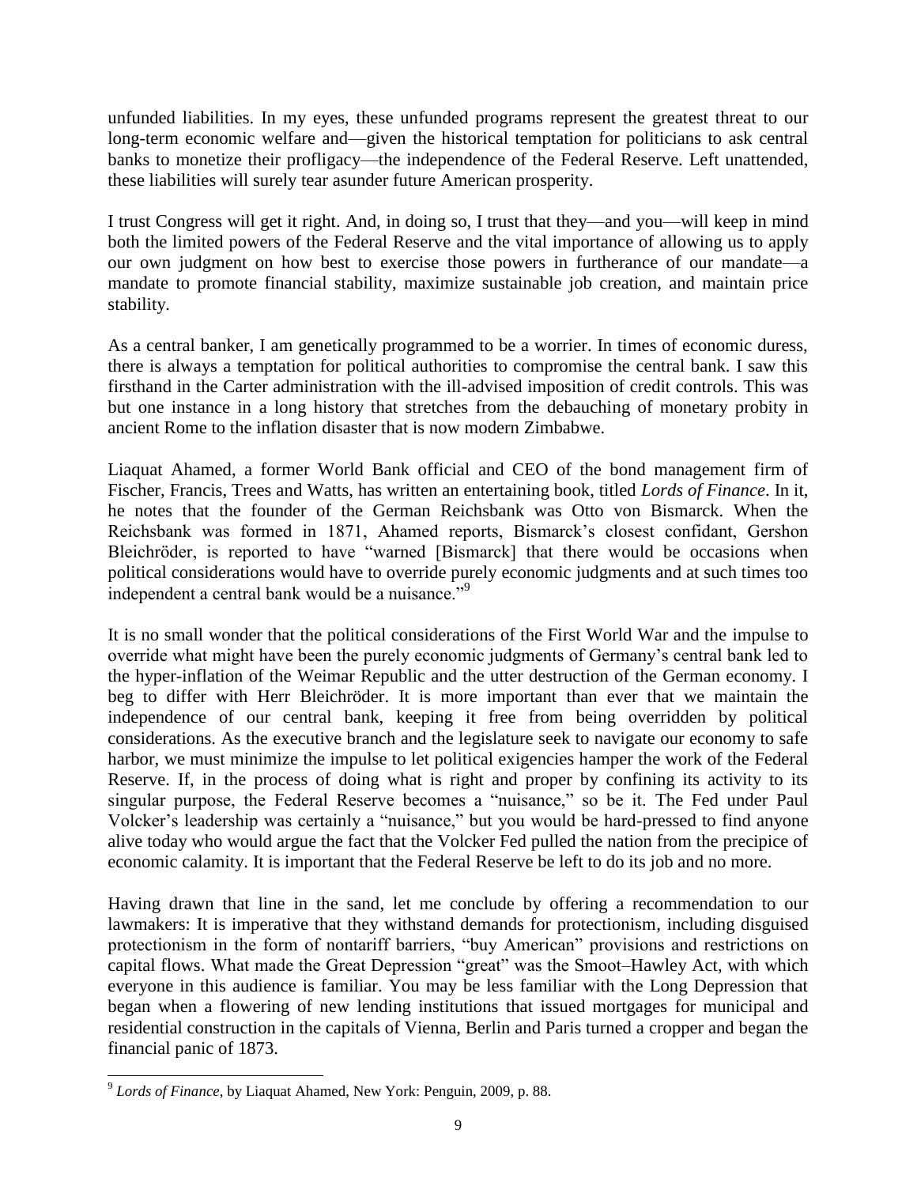unfunded liabilities. In my eyes, these unfunded programs represent the greatest threat to our long-term economic welfare and—given the historical temptation for politicians to ask central banks to monetize their profligacy—the independence of the Federal Reserve. Left unattended, these liabilities will surely tear asunder future American prosperity.

I trust Congress will get it right. And, in doing so, I trust that they—and you—will keep in mind both the limited powers of the Federal Reserve and the vital importance of allowing us to apply our own judgment on how best to exercise those powers in furtherance of our mandate—a mandate to promote financial stability, maximize sustainable job creation, and maintain price stability.

As a central banker, I am genetically programmed to be a worrier. In times of economic duress, there is always a temptation for political authorities to compromise the central bank. I saw this firsthand in the Carter administration with the ill-advised imposition of credit controls. This was but one instance in a long history that stretches from the debauching of monetary probity in ancient Rome to the inflation disaster that is now modern Zimbabwe.

Liaquat Ahamed, a former World Bank official and CEO of the bond management firm of Fischer, Francis, Trees and Watts, has written an entertaining book, titled *Lords of Finance*. In it, he notes that the founder of the German Reichsbank was Otto von Bismarck. When the Reichsbank was formed in 1871, Ahamed reports, Bismarck's closest confidant, Gershon Bleichröder, is reported to have "warned [Bismarck] that there would be occasions when political considerations would have to override purely economic judgments and at such times too independent a central bank would be a nuisance."[9]

It is no small wonder that the political considerations of the First World War and the impulse to override what might have been the purely economic judgments of Germany's central bank led to the hyper-inflation of the Weimar Republic and the utter destruction of the German economy. I beg to differ with Herr Bleichröder. It is more important than ever that we maintain the independence of our central bank, keeping it free from being overridden by political considerations. As the executive branch and the legislature seek to navigate our economy to safe harbor, we must minimize the impulse to let political exigencies hamper the work of the Federal Reserve. If, in the process of doing what is right and proper by confining its activity to its singular purpose, the Federal Reserve becomes a "nuisance," so be it. The Fed under Paul Volcker's leadership was certainly a "nuisance," but you would be hard-pressed to find anyone alive today who would argue the fact that the Volcker Fed pulled the nation from the precipice of economic calamity. It is important that the Federal Reserve be left to do its job and no more.

Having drawn that line in the sand, let me conclude by offering a recommendation to our lawmakers: It is imperative that they withstand demands for protectionism, including disguised protectionism in the form of nontariff barriers, "buy American" provisions and restrictions on capital flows. What made the Great Depression "great" was the Smoot–Hawley Act, with which everyone in this audience is familiar. You may be less familiar with the Long Depression that began when a flowering of new lending institutions that issued mortgages for municipal and residential construction in the capitals of Vienna, Berlin and Paris turned a cropper and began the financial panic of 1873.

---

[9] *Lords of Finance*, by Liaquat Ahamed, New York: Penguin, 2009, p. 88.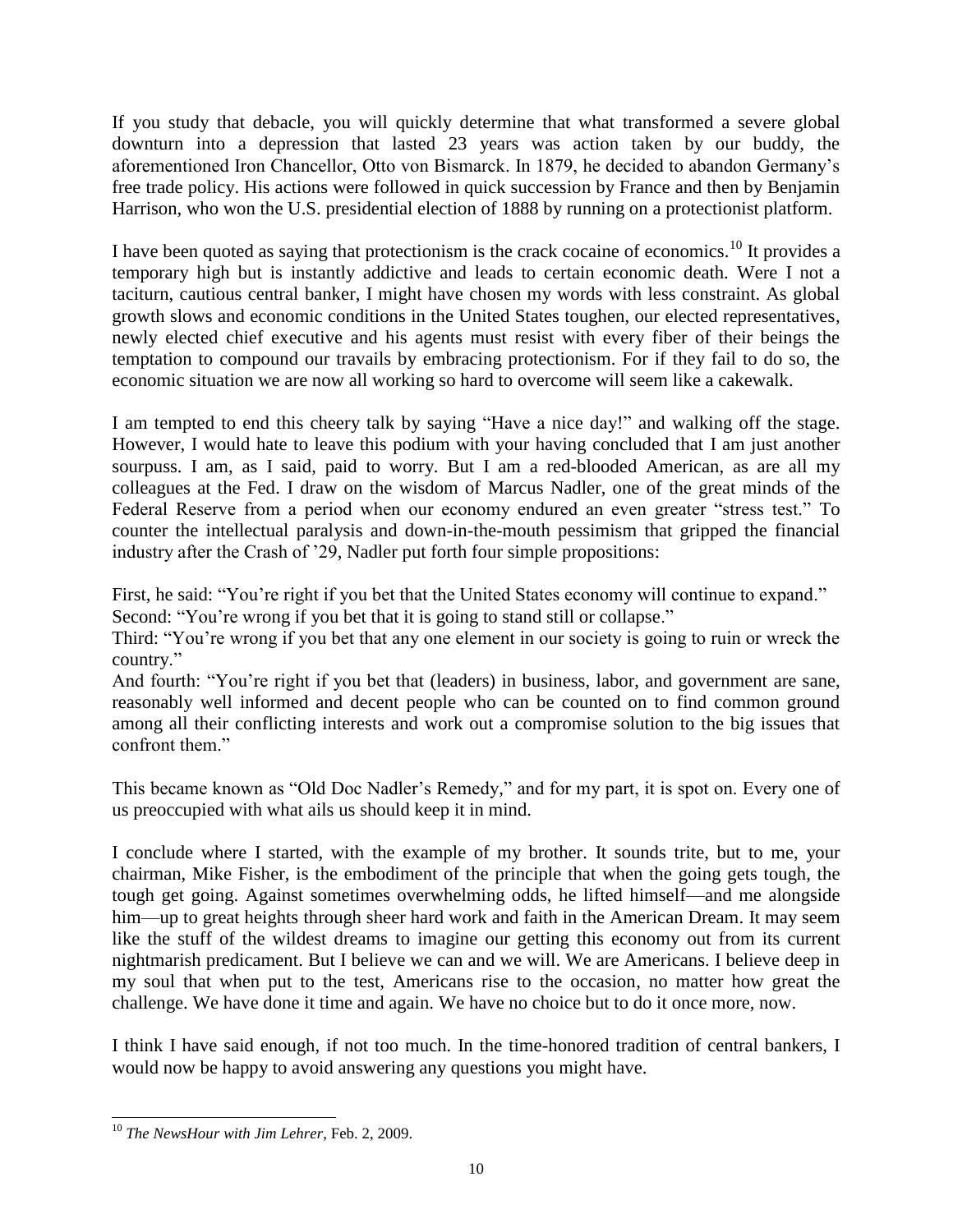If you study that debacle, you will quickly determine that what transformed a severe global downturn into a depression that lasted 23 years was action taken by our buddy, the aforementioned Iron Chancellor, Otto von Bismarck. In 1879, he decided to abandon Germany's free trade policy. His actions were followed in quick succession by France and then by Benjamin Harrison, who won the U.S. presidential election of 1888 by running on a protectionist platform.

I have been quoted as saying that protectionism is the crack cocaine of economics.[10] It provides a temporary high but is instantly addictive and leads to certain economic death. Were I not a taciturn, cautious central banker, I might have chosen my words with less constraint. As global growth slows and economic conditions in the United States toughen, our elected representatives, newly elected chief executive and his agents must resist with every fiber of their beings the temptation to compound our travails by embracing protectionism. For if they fail to do so, the economic situation we are now all working so hard to overcome will seem like a cakewalk.

I am tempted to end this cheery talk by saying "Have a nice day!" and walking off the stage. However, I would hate to leave this podium with your having concluded that I am just another sourpuss. I am, as I said, paid to worry. But I am a red-blooded American, as are all my colleagues at the Fed. I draw on the wisdom of Marcus Nadler, one of the great minds of the Federal Reserve from a period when our economy endured an even greater "stress test." To counter the intellectual paralysis and down-in-the-mouth pessimism that gripped the financial industry after the Crash of '29, Nadler put forth four simple propositions:

First, he said: "You're right if you bet that the United States economy will continue to expand."
Second: "You're wrong if you bet that it is going to stand still or collapse."
Third: "You're wrong if you bet that any one element in our society is going to ruin or wreck the country."
And fourth: "You're right if you bet that (leaders) in business, labor, and government are sane, reasonably well informed and decent people who can be counted on to find common ground among all their conflicting interests and work out a compromise solution to the big issues that confront them."

This became known as "Old Doc Nadler's Remedy," and for my part, it is spot on. Every one of us preoccupied with what ails us should keep it in mind.

I conclude where I started, with the example of my brother. It sounds trite, but to me, your chairman, Mike Fisher, is the embodiment of the principle that when the going gets tough, the tough get going. Against sometimes overwhelming odds, he lifted himself—and me alongside him—up to great heights through sheer hard work and faith in the American Dream. It may seem like the stuff of the wildest dreams to imagine our getting this economy out from its current nightmarish predicament. But I believe we can and we will. We are Americans. I believe deep in my soul that when put to the test, Americans rise to the occasion, no matter how great the challenge. We have done it time and again. We have no choice but to do it once more, now.

I think I have said enough, if not too much. In the time-honored tradition of central bankers, I would now be happy to avoid answering any questions you might have.

---

[10] *The NewsHour with Jim Lehrer*, Feb. 2, 2009.